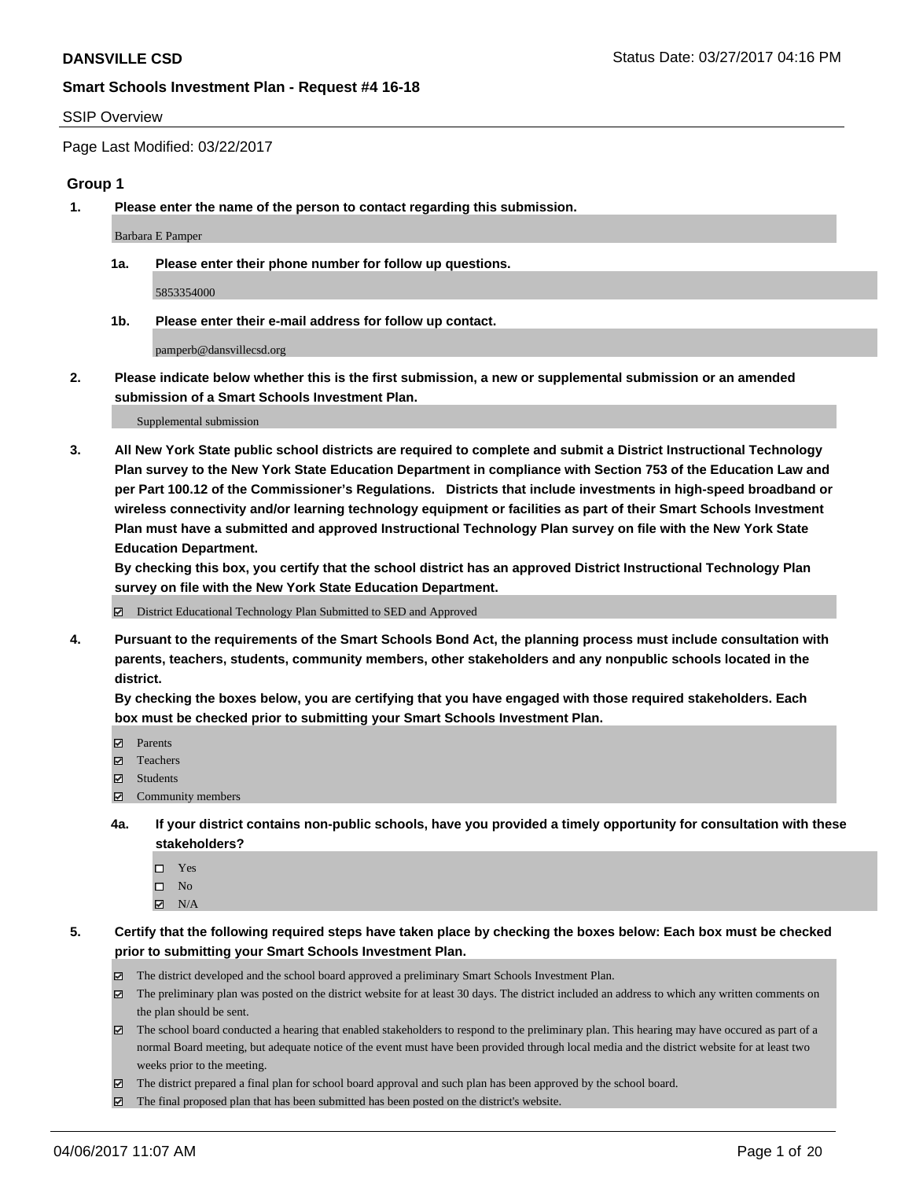**DANSVILLE CSD** Status Date: 03/27/2017 04:16 PM

**Smart Schools Investment Plan - Request #4 16-18**

SSIP Overview

Page Last Modified: 03/22/2017

## Group 1

**1. Please enter the name of the person to contact regarding this submission.**

Barbara E Pamper

**1a. Please enter their phone number for follow up questions.**

5853354000

**1b. Please enter their e-mail address for follow up contact.**

pamperb@dansvillecsd.org

**2. Please indicate below whether this is the first submission, a new or supplemental submission or an amended submission of a Smart Schools Investment Plan.**

Supplemental submission

**3. All New York State public school districts are required to complete and submit a District Instructional Technology Plan survey to the New York State Education Department in compliance with Section 753 of the Education Law and per Part 100.12 of the Commissioner's Regulations. Districts that include investments in high-speed broadband or wireless connectivity and/or learning technology equipment or facilities as part of their Smart Schools Investment Plan must have a submitted and approved Instructional Technology Plan survey on file with the New York State Education Department.**
**By checking this box, you certify that the school district has an approved District Instructional Technology Plan survey on file with the New York State Education Department.**

☑ District Educational Technology Plan Submitted to SED and Approved

**4. Pursuant to the requirements of the Smart Schools Bond Act, the planning process must include consultation with parents, teachers, students, community members, other stakeholders and any nonpublic schools located in the district.**
**By checking the boxes below, you are certifying that you have engaged with those required stakeholders. Each box must be checked prior to submitting your Smart Schools Investment Plan.**

☑ Parents
☑ Teachers
☑ Students
☑ Community members

**4a. If your district contains non-public schools, have you provided a timely opportunity for consultation with these stakeholders?**

☐ Yes
☐ No
☑ N/A

**5. Certify that the following required steps have taken place by checking the boxes below: Each box must be checked prior to submitting your Smart Schools Investment Plan.**

☑ The district developed and the school board approved a preliminary Smart Schools Investment Plan.
☑ The preliminary plan was posted on the district website for at least 30 days. The district included an address to which any written comments on the plan should be sent.
☑ The school board conducted a hearing that enabled stakeholders to respond to the preliminary plan. This hearing may have occured as part of a normal Board meeting, but adequate notice of the event must have been provided through local media and the district website for at least two weeks prior to the meeting.
☑ The district prepared a final plan for school board approval and such plan has been approved by the school board.
☑ The final proposed plan that has been submitted has been posted on the district's website.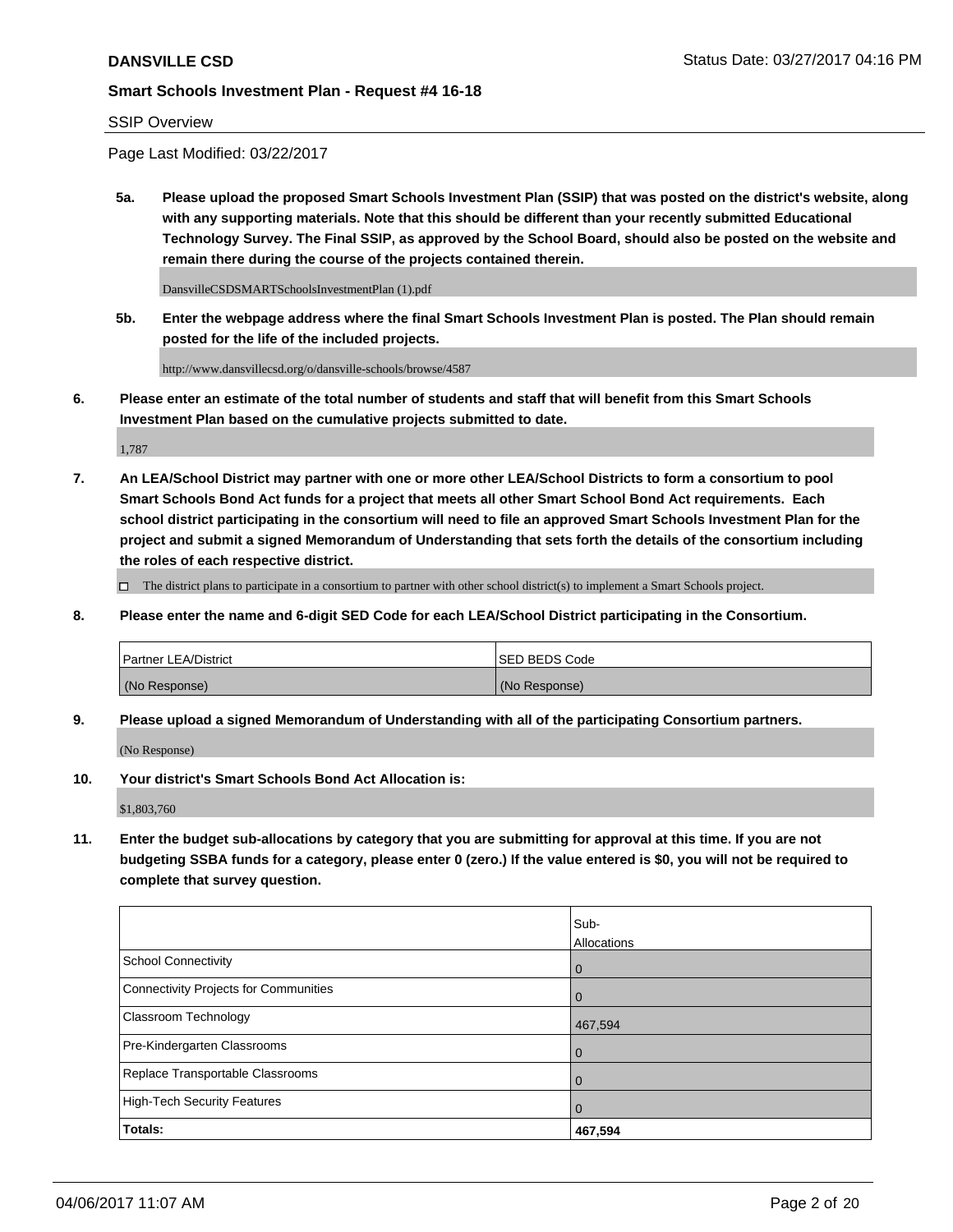**DANSVILLE CSD** Status Date: 03/27/2017 04:16 PM

**Smart Schools Investment Plan - Request #4 16-18**

SSIP Overview

Page Last Modified: 03/22/2017

**5a. Please upload the proposed Smart Schools Investment Plan (SSIP) that was posted on the district's website, along with any supporting materials. Note that this should be different than your recently submitted Educational Technology Survey. The Final SSIP, as approved by the School Board, should also be posted on the website and remain there during the course of the projects contained therein.**

DansvilleCSDSMARTSchoolsInvestmentPlan (1).pdf

**5b. Enter the webpage address where the final Smart Schools Investment Plan is posted. The Plan should remain posted for the life of the included projects.**

http://www.dansvillecsd.org/o/dansville-schools/browse/4587

**6. Please enter an estimate of the total number of students and staff that will benefit from this Smart Schools Investment Plan based on the cumulative projects submitted to date.**

1,787

**7. An LEA/School District may partner with one or more other LEA/School Districts to form a consortium to pool Smart Schools Bond Act funds for a project that meets all other Smart School Bond Act requirements. Each school district participating in the consortium will need to file an approved Smart Schools Investment Plan for the project and submit a signed Memorandum of Understanding that sets forth the details of the consortium including the roles of each respective district.**

☐ The district plans to participate in a consortium to partner with other school district(s) to implement a Smart Schools project.

**8. Please enter the name and 6-digit SED Code for each LEA/School District participating in the Consortium.**

| Partner LEA/District | SED BEDS Code |
| --- | --- |
| (No Response) | (No Response) |

**9. Please upload a signed Memorandum of Understanding with all of the participating Consortium partners.**

(No Response)

**10. Your district's Smart Schools Bond Act Allocation is:**

$1,803,760

**11. Enter the budget sub-allocations by category that you are submitting for approval at this time. If you are not budgeting SSBA funds for a category, please enter 0 (zero.) If the value entered is $0, you will not be required to complete that survey question.**

| | Sub-Allocations |
| --- | --- |
| School Connectivity | 0 |
| Connectivity Projects for Communities | 0 |
| Classroom Technology | 467,594 |
| Pre-Kindergarten Classrooms | 0 |
| Replace Transportable Classrooms | 0 |
| High-Tech Security Features | 0 |
| **Totals:** | **467,594** |

04/06/2017 11:07 AM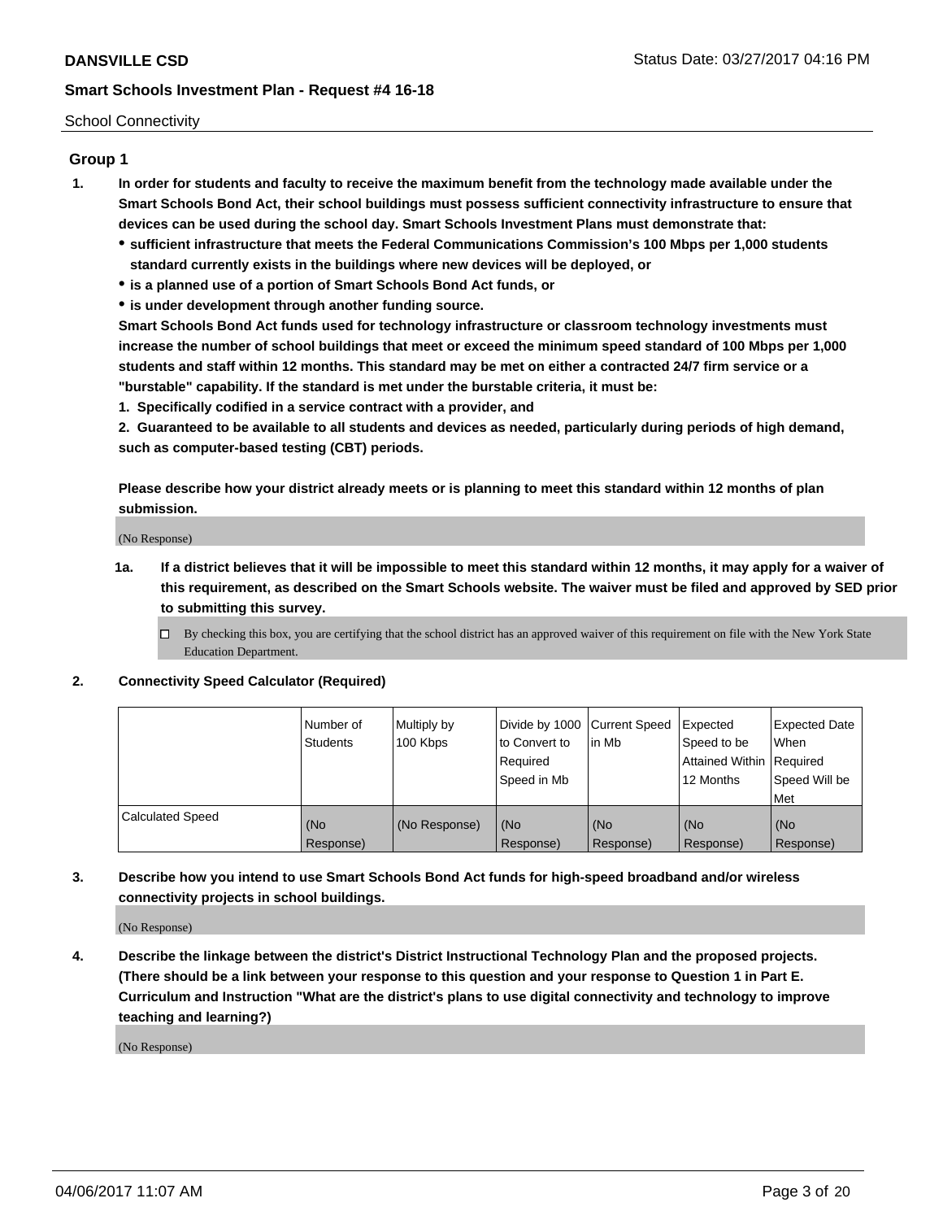School Connectivity

## Group 1

1. **In order for students and faculty to receive the maximum benefit from the technology made available under the Smart Schools Bond Act, their school buildings must possess sufficient connectivity infrastructure to ensure that devices can be used during the school day. Smart Schools Investment Plans must demonstrate that:**
   - **sufficient infrastructure that meets the Federal Communications Commission's 100 Mbps per 1,000 students standard currently exists in the buildings where new devices will be deployed, or**
   - **is a planned use of a portion of Smart Schools Bond Act funds, or**
   - **is under development through another funding source.**

   **Smart Schools Bond Act funds used for technology infrastructure or classroom technology investments must increase the number of school buildings that meet or exceed the minimum speed standard of 100 Mbps per 1,000 students and staff within 12 months. This standard may be met on either a contracted 24/7 firm service or a "burstable" capability. If the standard is met under the burstable criteria, it must be:**

   **1. Specifically codified in a service contract with a provider, and**

   **2. Guaranteed to be available to all students and devices as needed, particularly during periods of high demand, such as computer-based testing (CBT) periods.**

   **Please describe how your district already meets or is planning to meet this standard within 12 months of plan submission.**

   (No Response)

   **1a. If a district believes that it will be impossible to meet this standard within 12 months, it may apply for a waiver of this requirement, as described on the Smart Schools website. The waiver must be filed and approved by SED prior to submitting this survey.**

   ☐ By checking this box, you are certifying that the school district has an approved waiver of this requirement on file with the New York State Education Department.

2. **Connectivity Speed Calculator (Required)**

| | Number of Students | Multiply by 100 Kbps | Divide by 1000 to Convert to Required Speed in Mb | Current Speed in Mb | Expected Speed to be Attained Within 12 Months | Expected Date When Required Speed Will be Met |
|---|---|---|---|---|---|---|
| Calculated Speed | (No Response) | (No Response) | (No Response) | (No Response) | (No Response) | (No Response) |

3. **Describe how you intend to use Smart Schools Bond Act funds for high-speed broadband and/or wireless connectivity projects in school buildings.**

   (No Response)

4. **Describe the linkage between the district's District Instructional Technology Plan and the proposed projects. (There should be a link between your response to this question and your response to Question 1 in Part E. Curriculum and Instruction "What are the district's plans to use digital connectivity and technology to improve teaching and learning?)**

   (No Response)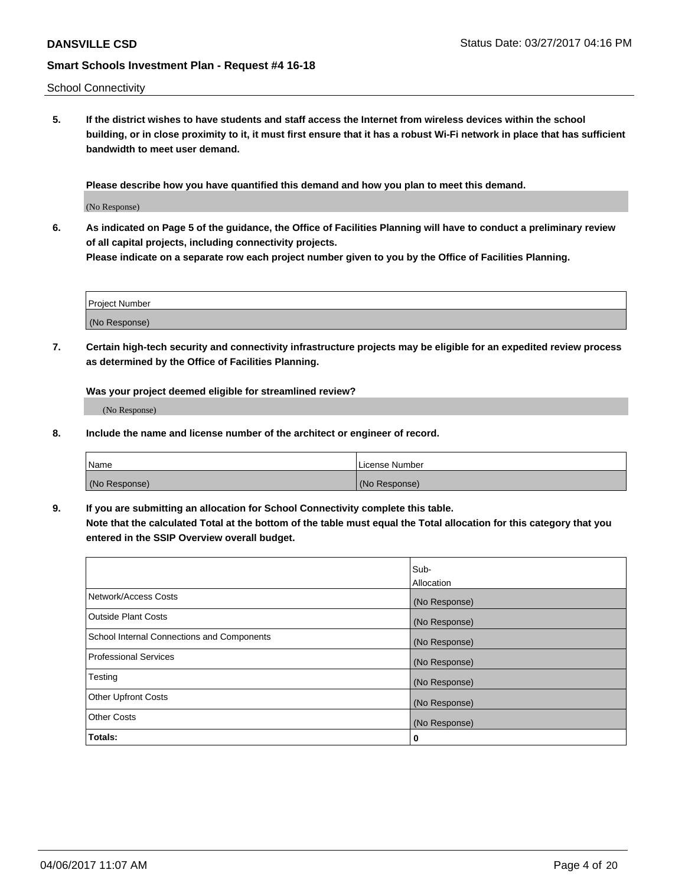School Connectivity

**5. If the district wishes to have students and staff access the Internet from wireless devices within the school building, or in close proximity to it, it must first ensure that it has a robust Wi-Fi network in place that has sufficient bandwidth to meet user demand.**

**Please describe how you have quantified this demand and how you plan to meet this demand.**

(No Response)

**6. As indicated on Page 5 of the guidance, the Office of Facilities Planning will have to conduct a preliminary review of all capital projects, including connectivity projects.**
**Please indicate on a separate row each project number given to you by the Office of Facilities Planning.**

| Project Number |
|---|
| (No Response) |

**7. Certain high-tech security and connectivity infrastructure projects may be eligible for an expedited review process as determined by the Office of Facilities Planning.**

**Was your project deemed eligible for streamlined review?**

(No Response)

**8. Include the name and license number of the architect or engineer of record.**

| Name | License Number |
|---|---|
| (No Response) | (No Response) |

**9. If you are submitting an allocation for School Connectivity complete this table.**
**Note that the calculated Total at the bottom of the table must equal the Total allocation for this category that you entered in the SSIP Overview overall budget.**

| | Sub-Allocation |
|---|---|
| Network/Access Costs | (No Response) |
| Outside Plant Costs | (No Response) |
| School Internal Connections and Components | (No Response) |
| Professional Services | (No Response) |
| Testing | (No Response) |
| Other Upfront Costs | (No Response) |
| Other Costs | (No Response) |
| **Totals:** | **0** |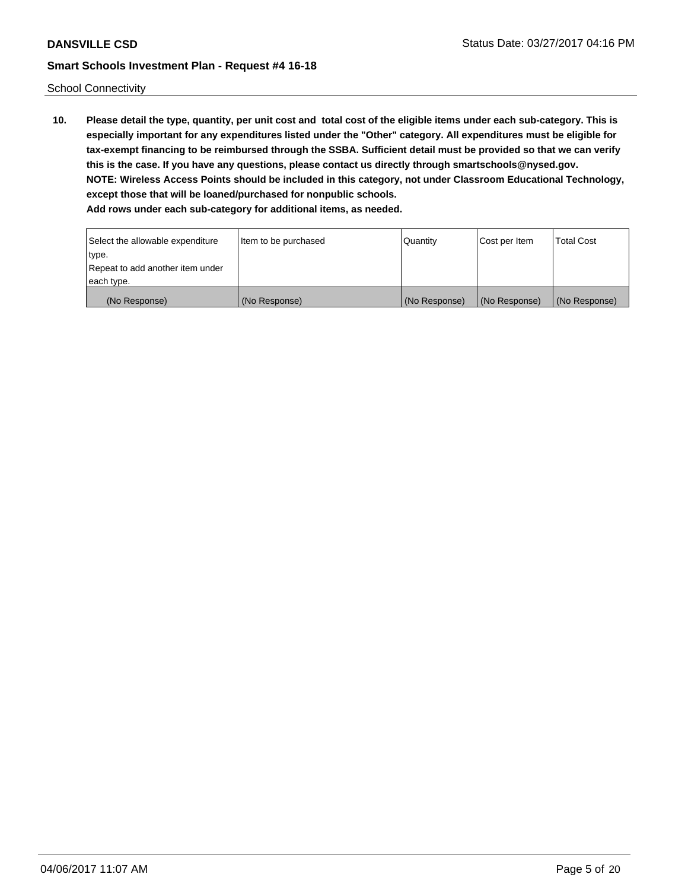School Connectivity

10. **Please detail the type, quantity, per unit cost and total cost of the eligible items under each sub-category. This is especially important for any expenditures listed under the "Other" category. All expenditures must be eligible for tax-exempt financing to be reimbursed through the SSBA. Sufficient detail must be provided so that we can verify this is the case. If you have any questions, please contact us directly through smartschools@nysed.gov.**
**NOTE: Wireless Access Points should be included in this category, not under Classroom Educational Technology, except those that will be loaned/purchased for nonpublic schools.**
**Add rows under each sub-category for additional items, as needed.**

| Select the allowable expenditure type. Repeat to add another item under each type. | Item to be purchased | Quantity | Cost per Item | Total Cost |
|---|---|---|---|---|
| (No Response) | (No Response) | (No Response) | (No Response) | (No Response) |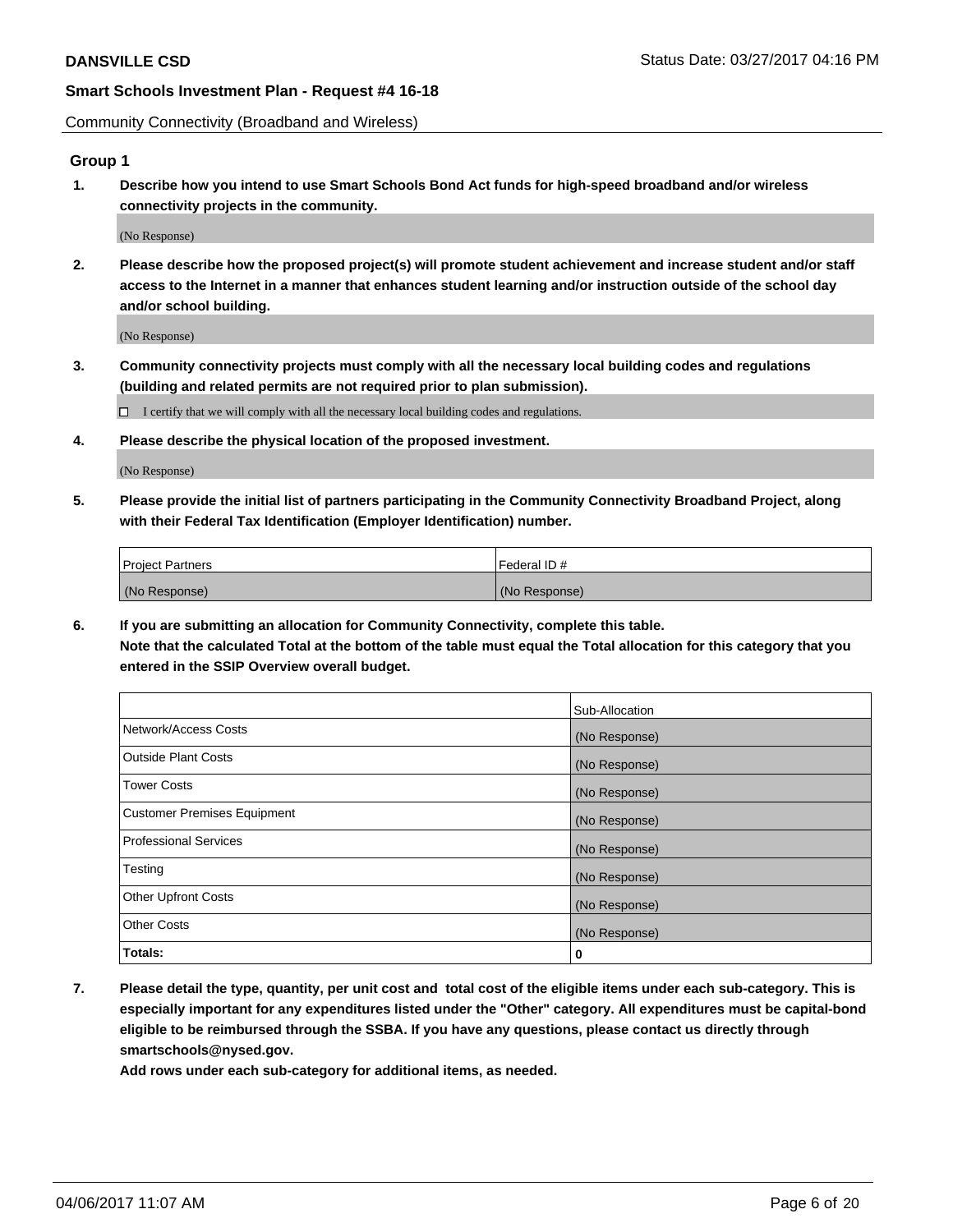Community Connectivity (Broadband and Wireless)

## Group 1

**1. Describe how you intend to use Smart Schools Bond Act funds for high-speed broadband and/or wireless connectivity projects in the community.**

(No Response)

**2. Please describe how the proposed project(s) will promote student achievement and increase student and/or staff access to the Internet in a manner that enhances student learning and/or instruction outside of the school day and/or school building.**

(No Response)

**3. Community connectivity projects must comply with all the necessary local building codes and regulations (building and related permits are not required prior to plan submission).**

☐ I certify that we will comply with all the necessary local building codes and regulations.

**4. Please describe the physical location of the proposed investment.**

(No Response)

**5. Please provide the initial list of partners participating in the Community Connectivity Broadband Project, along with their Federal Tax Identification (Employer Identification) number.**

| Project Partners | Federal ID # |
|---|---|
| (No Response) | (No Response) |

**6. If you are submitting an allocation for Community Connectivity, complete this table. Note that the calculated Total at the bottom of the table must equal the Total allocation for this category that you entered in the SSIP Overview overall budget.**

| | Sub-Allocation |
|---|---|
| Network/Access Costs | (No Response) |
| Outside Plant Costs | (No Response) |
| Tower Costs | (No Response) |
| Customer Premises Equipment | (No Response) |
| Professional Services | (No Response) |
| Testing | (No Response) |
| Other Upfront Costs | (No Response) |
| Other Costs | (No Response) |
| **Totals:** | **0** |

**7. Please detail the type, quantity, per unit cost and total cost of the eligible items under each sub-category. This is especially important for any expenditures listed under the "Other" category. All expenditures must be capital-bond eligible to be reimbursed through the SSBA. If you have any questions, please contact us directly through smartschools@nysed.gov.**

**Add rows under each sub-category for additional items, as needed.**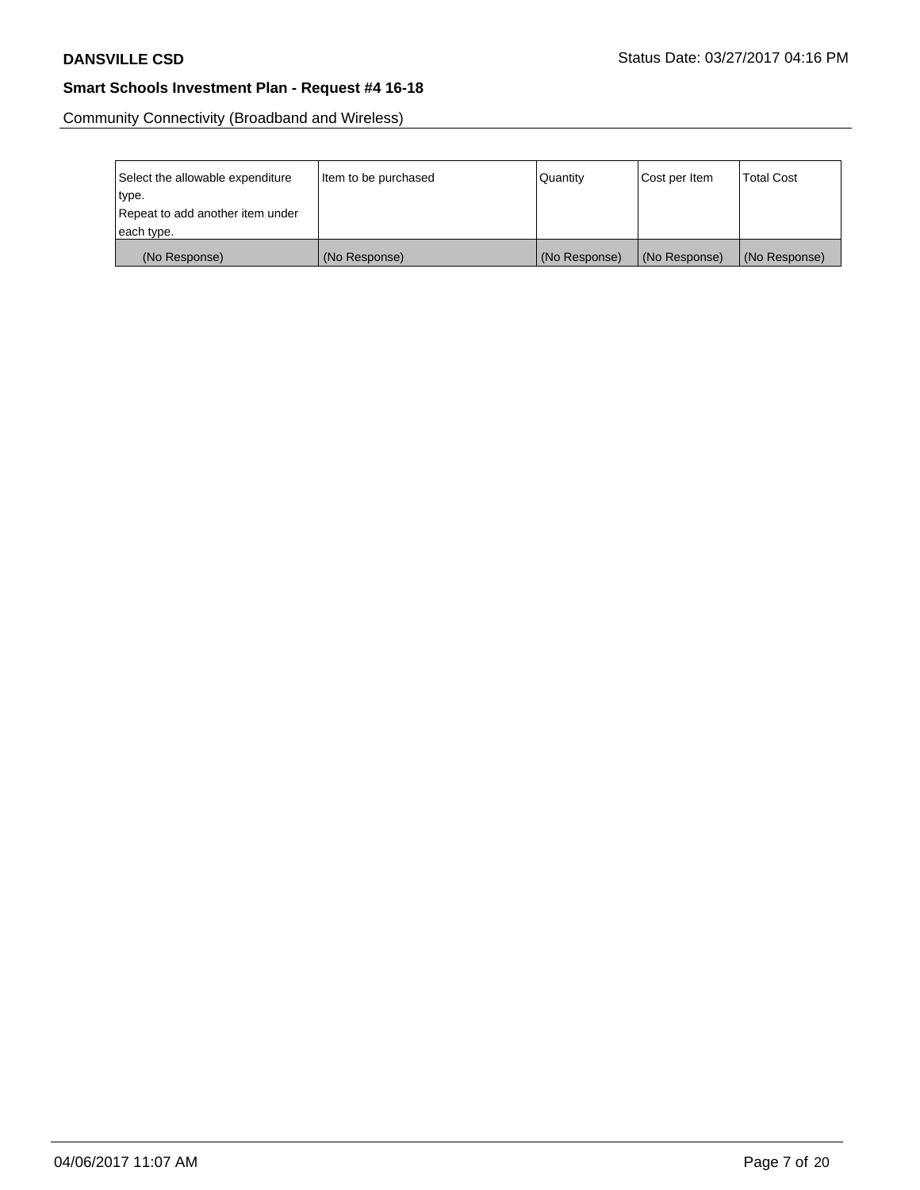Community Connectivity (Broadband and Wireless)

| Select the allowable expenditure type. Repeat to add another item under each type. | Item to be purchased | Quantity | Cost per Item | Total Cost |
| --- | --- | --- | --- | --- |
| (No Response) | (No Response) | (No Response) | (No Response) | (No Response) |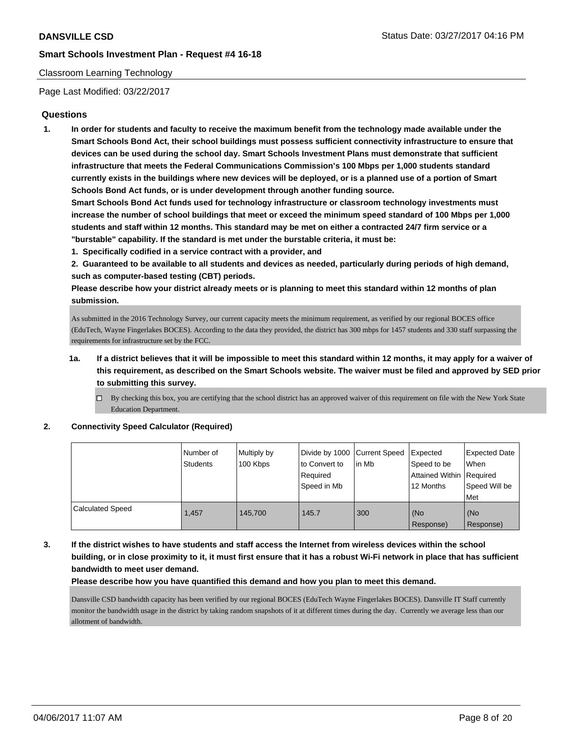**DANSVILLE CSD**

Status Date: 03/27/2017 04:16 PM

**Smart Schools Investment Plan - Request #4 16-18**

Classroom Learning Technology

Page Last Modified: 03/22/2017

### Questions

1. **In order for students and faculty to receive the maximum benefit from the technology made available under the Smart Schools Bond Act, their school buildings must possess sufficient connectivity infrastructure to ensure that devices can be used during the school day. Smart Schools Investment Plans must demonstrate that sufficient infrastructure that meets the Federal Communications Commission's 100 Mbps per 1,000 students standard currently exists in the buildings where new devices will be deployed, or is a planned use of a portion of Smart Schools Bond Act funds, or is under development through another funding source.**

   **Smart Schools Bond Act funds used for technology infrastructure or classroom technology investments must increase the number of school buildings that meet or exceed the minimum speed standard of 100 Mbps per 1,000 students and staff within 12 months. This standard may be met on either a contracted 24/7 firm service or a "burstable" capability. If the standard is met under the burstable criteria, it must be:**

   **1. Specifically codified in a service contract with a provider, and**

   **2. Guaranteed to be available to all students and devices as needed, particularly during periods of high demand, such as computer-based testing (CBT) periods.**

   **Please describe how your district already meets or is planning to meet this standard within 12 months of plan submission.**

   As submitted in the 2016 Technology Survey, our current capacity meets the minimum requirement, as verified by our regional BOCES office (EduTech, Wayne Fingerlakes BOCES). According to the data they provided, the district has 300 mbps for 1457 students and 330 staff surpassing the requirements for infrastructure set by the FCC.

   1a. **If a district believes that it will be impossible to meet this standard within 12 months, it may apply for a waiver of this requirement, as described on the Smart Schools website. The waiver must be filed and approved by SED prior to submitting this survey.**

   ☐ By checking this box, you are certifying that the school district has an approved waiver of this requirement on file with the New York State Education Department.

2. **Connectivity Speed Calculator (Required)**

| | Number of Students | Multiply by 100 Kbps | Divide by 1000 to Convert to Required Speed in Mb | Current Speed in Mb | Expected Speed to be Attained Within 12 Months | Expected Date When Required Speed Will be Met |
|---|---|---|---|---|---|---|
| Calculated Speed | 1,457 | 145,700 | 145.7 | 300 | (No Response) | (No Response) |

3. **If the district wishes to have students and staff access the Internet from wireless devices within the school building, or in close proximity to it, it must first ensure that it has a robust Wi-Fi network in place that has sufficient bandwidth to meet user demand.**

   **Please describe how you have quantified this demand and how you plan to meet this demand.**

   Dansville CSD bandwidth capacity has been verified by our regional BOCES (EduTech Wayne Fingerlakes BOCES). Dansville IT Staff currently monitor the bandwidth usage in the district by taking random snapshots of it at different times during the day. Currently we average less than our allotment of bandwidth.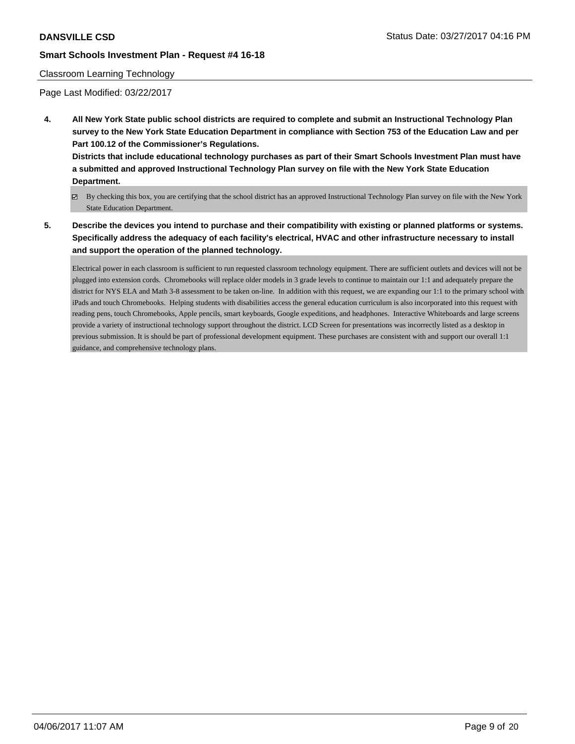**DANSVILLE CSD** Status Date: 03/27/2017 04:16 PM

**Smart Schools Investment Plan - Request #4 16-18**

Classroom Learning Technology

Page Last Modified: 03/22/2017

**4. All New York State public school districts are required to complete and submit an Instructional Technology Plan survey to the New York State Education Department in compliance with Section 753 of the Education Law and per Part 100.12 of the Commissioner's Regulations.**

**Districts that include educational technology purchases as part of their Smart Schools Investment Plan must have a submitted and approved Instructional Technology Plan survey on file with the New York State Education Department.**

☑ By checking this box, you are certifying that the school district has an approved Instructional Technology Plan survey on file with the New York State Education Department.

**5. Describe the devices you intend to purchase and their compatibility with existing or planned platforms or systems. Specifically address the adequacy of each facility's electrical, HVAC and other infrastructure necessary to install and support the operation of the planned technology.**

Electrical power in each classroom is sufficient to run requested classroom technology equipment. There are sufficient outlets and devices will not be plugged into extension cords. Chromebooks will replace older models in 3 grade levels to continue to maintain our 1:1 and adequately prepare the district for NYS ELA and Math 3-8 assessment to be taken on-line. In addition with this request, we are expanding our 1:1 to the primary school with iPads and touch Chromebooks. Helping students with disabilities access the general education curriculum is also incorporated into this request with reading pens, touch Chromebooks, Apple pencils, smart keyboards, Google expeditions, and headphones. Interactive Whiteboards and large screens provide a variety of instructional technology support throughout the district. LCD Screen for presentations was incorrectly listed as a desktop in previous submission. It is should be part of professional development equipment. These purchases are consistent with and support our overall 1:1 guidance, and comprehensive technology plans.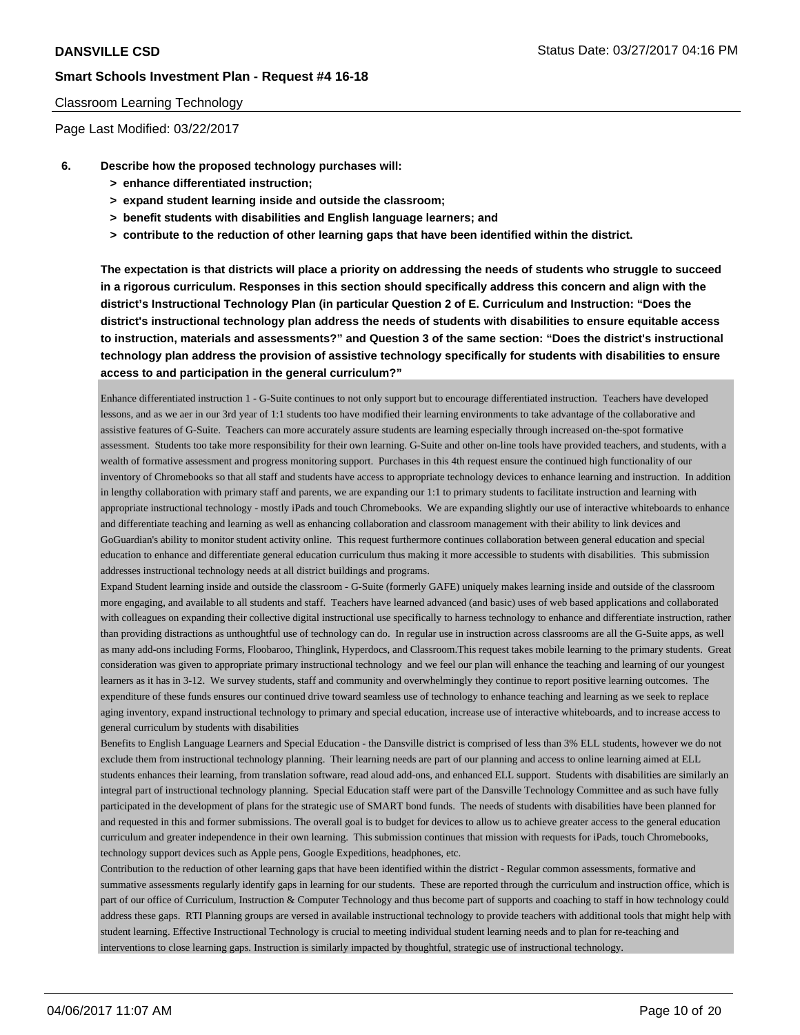Classroom Learning Technology

Page Last Modified: 03/22/2017

**6. Describe how the proposed technology purchases will:**
- **> enhance differentiated instruction;**
- **> expand student learning inside and outside the classroom;**
- **> benefit students with disabilities and English language learners; and**
- **> contribute to the reduction of other learning gaps that have been identified within the district.**

**The expectation is that districts will place a priority on addressing the needs of students who struggle to succeed in a rigorous curriculum. Responses in this section should specifically address this concern and align with the district's Instructional Technology Plan (in particular Question 2 of E. Curriculum and Instruction: "Does the district's instructional technology plan address the needs of students with disabilities to ensure equitable access to instruction, materials and assessments?" and Question 3 of the same section: "Does the district's instructional technology plan address the provision of assistive technology specifically for students with disabilities to ensure access to and participation in the general curriculum?"**

Enhance differentiated instruction 1 - G-Suite continues to not only support but to encourage differentiated instruction. Teachers have developed lessons, and as we aer in our 3rd year of 1:1 students too have modified their learning environments to take advantage of the collaborative and assistive features of G-Suite. Teachers can more accurately assure students are learning especially through increased on-the-spot formative assessment. Students too take more responsibility for their own learning. G-Suite and other on-line tools have provided teachers, and students, with a wealth of formative assessment and progress monitoring support. Purchases in this 4th request ensure the continued high functionality of our inventory of Chromebooks so that all staff and students have access to appropriate technology devices to enhance learning and instruction. In addition in lengthy collaboration with primary staff and parents, we are expanding our 1:1 to primary students to facilitate instruction and learning with appropriate instructional technology - mostly iPads and touch Chromebooks. We are expanding slightly our use of interactive whiteboards to enhance and differentiate teaching and learning as well as enhancing collaboration and classroom management with their ability to link devices and GoGuardian's ability to monitor student activity online. This request furthermore continues collaboration between general education and special education to enhance and differentiate general education curriculum thus making it more accessible to students with disabilities. This submission addresses instructional technology needs at all district buildings and programs.

Expand Student learning inside and outside the classroom - G-Suite (formerly GAFE) uniquely makes learning inside and outside of the classroom more engaging, and available to all students and staff. Teachers have learned advanced (and basic) uses of web based applications and collaborated with colleagues on expanding their collective digital instructional use specifically to harness technology to enhance and differentiate instruction, rather than providing distractions as unthoughtful use of technology can do. In regular use in instruction across classrooms are all the G-Suite apps, as well as many add-ons including Forms, Floobaroo, Thinglink, Hyperdocs, and Classroom.This request takes mobile learning to the primary students. Great consideration was given to appropriate primary instructional technology and we feel our plan will enhance the teaching and learning of our youngest learners as it has in 3-12. We survey students, staff and community and overwhelmingly they continue to report positive learning outcomes. The expenditure of these funds ensures our continued drive toward seamless use of technology to enhance teaching and learning as we seek to replace aging inventory, expand instructional technology to primary and special education, increase use of interactive whiteboards, and to increase access to general curriculum by students with disabilities

Benefits to English Language Learners and Special Education - the Dansville district is comprised of less than 3% ELL students, however we do not exclude them from instructional technology planning. Their learning needs are part of our planning and access to online learning aimed at ELL students enhances their learning, from translation software, read aloud add-ons, and enhanced ELL support. Students with disabilities are similarly an integral part of instructional technology planning. Special Education staff were part of the Dansville Technology Committee and as such have fully participated in the development of plans for the strategic use of SMART bond funds. The needs of students with disabilities have been planned for and requested in this and former submissions. The overall goal is to budget for devices to allow us to achieve greater access to the general education curriculum and greater independence in their own learning. This submission continues that mission with requests for iPads, touch Chromebooks, technology support devices such as Apple pens, Google Expeditions, headphones, etc.

Contribution to the reduction of other learning gaps that have been identified within the district - Regular common assessments, formative and summative assessments regularly identify gaps in learning for our students. These are reported through the curriculum and instruction office, which is part of our office of Curriculum, Instruction & Computer Technology and thus become part of supports and coaching to staff in how technology could address these gaps. RTI Planning groups are versed in available instructional technology to provide teachers with additional tools that might help with student learning. Effective Instructional Technology is crucial to meeting individual student learning needs and to plan for re-teaching and interventions to close learning gaps. Instruction is similarly impacted by thoughtful, strategic use of instructional technology.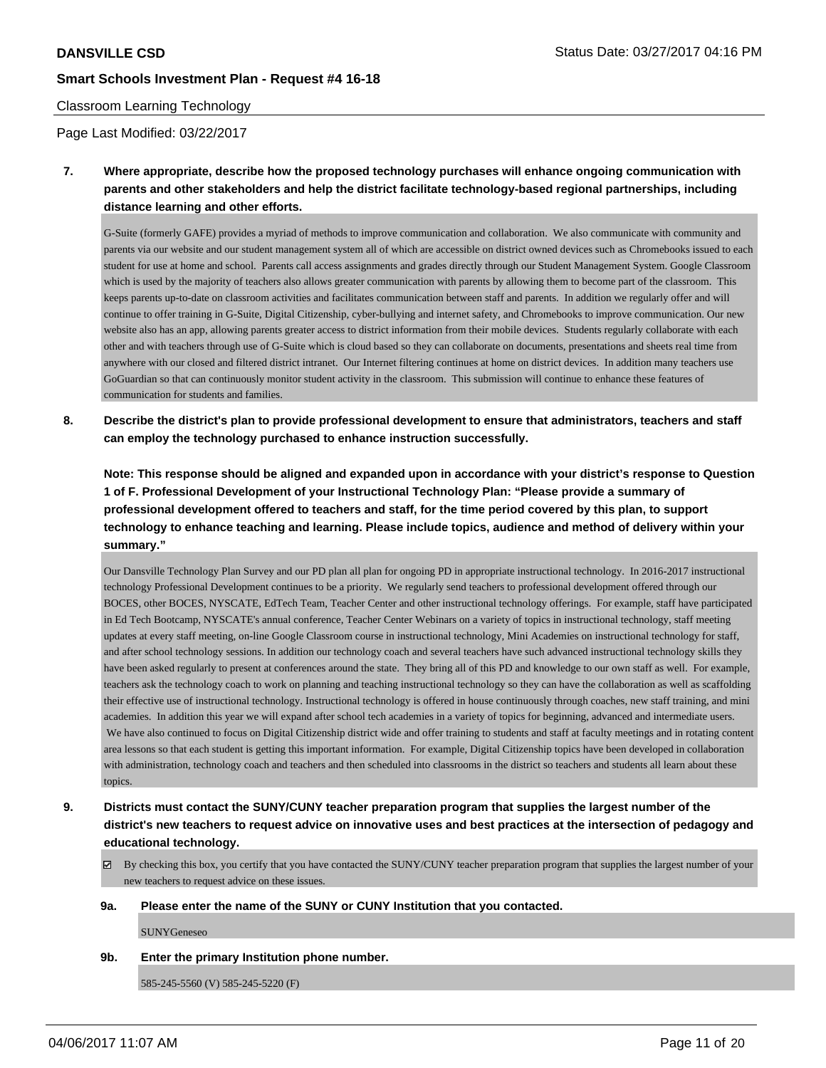Classroom Learning Technology

Page Last Modified: 03/22/2017

**7. Where appropriate, describe how the proposed technology purchases will enhance ongoing communication with parents and other stakeholders and help the district facilitate technology-based regional partnerships, including distance learning and other efforts.**

G-Suite (formerly GAFE) provides a myriad of methods to improve communication and collaboration. We also communicate with community and parents via our website and our student management system all of which are accessible on district owned devices such as Chromebooks issued to each student for use at home and school. Parents call access assignments and grades directly through our Student Management System. Google Classroom which is used by the majority of teachers also allows greater communication with parents by allowing them to become part of the classroom. This keeps parents up-to-date on classroom activities and facilitates communication between staff and parents. In addition we regularly offer and will continue to offer training in G-Suite, Digital Citizenship, cyber-bullying and internet safety, and Chromebooks to improve communication. Our new website also has an app, allowing parents greater access to district information from their mobile devices. Students regularly collaborate with each other and with teachers through use of G-Suite which is cloud based so they can collaborate on documents, presentations and sheets real time from anywhere with our closed and filtered district intranet. Our Internet filtering continues at home on district devices. In addition many teachers use GoGuardian so that can continuously monitor student activity in the classroom. This submission will continue to enhance these features of communication for students and families.

**8. Describe the district's plan to provide professional development to ensure that administrators, teachers and staff can employ the technology purchased to enhance instruction successfully.**

**Note: This response should be aligned and expanded upon in accordance with your district's response to Question 1 of F. Professional Development of your Instructional Technology Plan: "Please provide a summary of professional development offered to teachers and staff, for the time period covered by this plan, to support technology to enhance teaching and learning. Please include topics, audience and method of delivery within your summary."**

Our Dansville Technology Plan Survey and our PD plan all plan for ongoing PD in appropriate instructional technology. In 2016-2017 instructional technology Professional Development continues to be a priority. We regularly send teachers to professional development offered through our BOCES, other BOCES, NYSCATE, EdTech Team, Teacher Center and other instructional technology offerings. For example, staff have participated in Ed Tech Bootcamp, NYSCATE's annual conference, Teacher Center Webinars on a variety of topics in instructional technology, staff meeting updates at every staff meeting, on-line Google Classroom course in instructional technology, Mini Academies on instructional technology for staff, and after school technology sessions. In addition our technology coach and several teachers have such advanced instructional technology skills they have been asked regularly to present at conferences around the state. They bring all of this PD and knowledge to our own staff as well. For example, teachers ask the technology coach to work on planning and teaching instructional technology so they can have the collaboration as well as scaffolding their effective use of instructional technology. Instructional technology is offered in house continuously through coaches, new staff training, and mini academies. In addition this year we will expand after school tech academies in a variety of topics for beginning, advanced and intermediate users. We have also continued to focus on Digital Citizenship district wide and offer training to students and staff at faculty meetings and in rotating content area lessons so that each student is getting this important information. For example, Digital Citizenship topics have been developed in collaboration with administration, technology coach and teachers and then scheduled into classrooms in the district so teachers and students all learn about these topics.

**9. Districts must contact the SUNY/CUNY teacher preparation program that supplies the largest number of the district's new teachers to request advice on innovative uses and best practices at the intersection of pedagogy and educational technology.**

☑ By checking this box, you certify that you have contacted the SUNY/CUNY teacher preparation program that supplies the largest number of your new teachers to request advice on these issues.

**9a. Please enter the name of the SUNY or CUNY Institution that you contacted.**

SUNYGeneseo

**9b. Enter the primary Institution phone number.**

585-245-5560 (V) 585-245-5220 (F)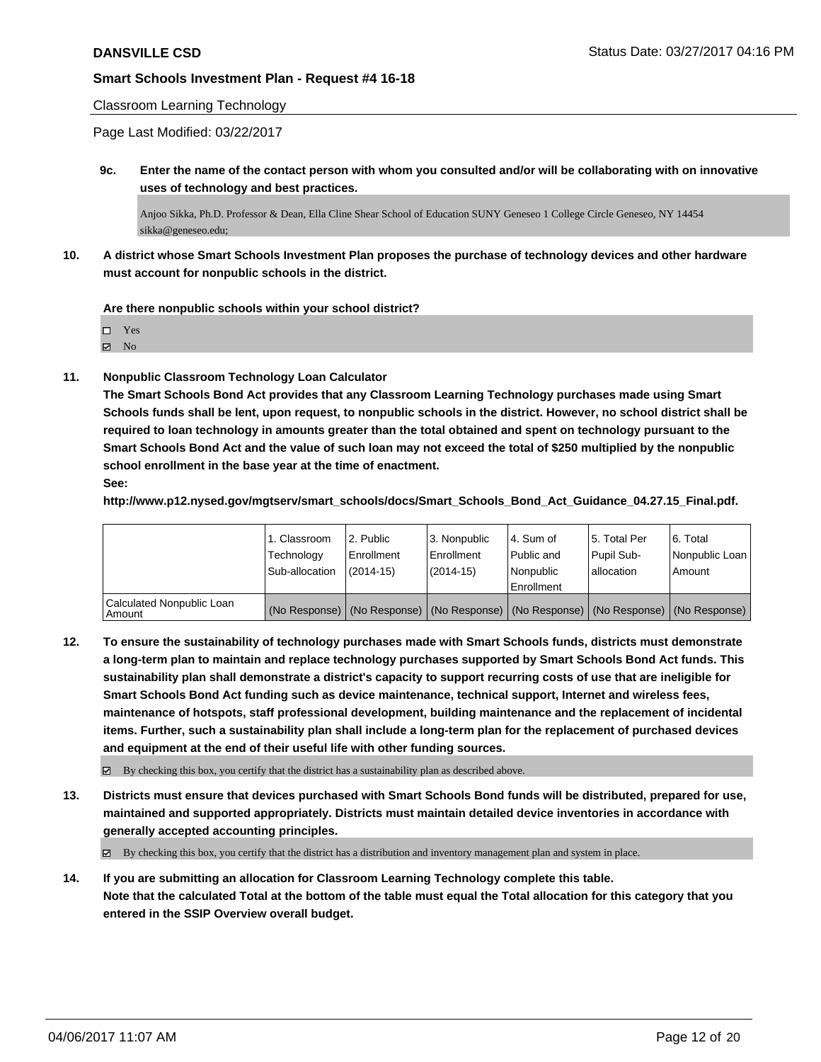**DANSVILLE CSD** Status Date: 03/27/2017 04:16 PM

**Smart Schools Investment Plan - Request #4 16-18**

Classroom Learning Technology

Page Last Modified: 03/22/2017

**9c. Enter the name of the contact person with whom you consulted and/or will be collaborating with on innovative uses of technology and best practices.**

Anjoo Sikka, Ph.D. Professor & Dean, Ella Cline Shear School of Education SUNY Geneseo 1 College Circle Geneseo, NY 14454 sikka@geneseo.edu;

**10. A district whose Smart Schools Investment Plan proposes the purchase of technology devices and other hardware must account for nonpublic schools in the district.**

**Are there nonpublic schools within your school district?**

- ☐ Yes
- ☑ No

**11. Nonpublic Classroom Technology Loan Calculator**

**The Smart Schools Bond Act provides that any Classroom Learning Technology purchases made using Smart Schools funds shall be lent, upon request, to nonpublic schools in the district. However, no school district shall be required to loan technology in amounts greater than the total obtained and spent on technology pursuant to the Smart Schools Bond Act and the value of such loan may not exceed the total of $250 multiplied by the nonpublic school enrollment in the base year at the time of enactment.**

**See:**

**http://www.p12.nysed.gov/mgtserv/smart_schools/docs/Smart_Schools_Bond_Act_Guidance_04.27.15_Final.pdf.**

| | 1. Classroom Technology Sub-allocation | 2. Public Enrollment (2014-15) | 3. Nonpublic Enrollment (2014-15) | 4. Sum of Public and Nonpublic Enrollment | 5. Total Per Pupil Sub-allocation | 6. Total Nonpublic Loan Amount |
|---|---|---|---|---|---|---|
| Calculated Nonpublic Loan Amount | (No Response) | (No Response) | (No Response) | (No Response) | (No Response) | (No Response) |

**12. To ensure the sustainability of technology purchases made with Smart Schools funds, districts must demonstrate a long-term plan to maintain and replace technology purchases supported by Smart Schools Bond Act funds. This sustainability plan shall demonstrate a district's capacity to support recurring costs of use that are ineligible for Smart Schools Bond Act funding such as device maintenance, technical support, Internet and wireless fees, maintenance of hotspots, staff professional development, building maintenance and the replacement of incidental items. Further, such a sustainability plan shall include a long-term plan for the replacement of purchased devices and equipment at the end of their useful life with other funding sources.**

☑ By checking this box, you certify that the district has a sustainability plan as described above.

**13. Districts must ensure that devices purchased with Smart Schools Bond funds will be distributed, prepared for use, maintained and supported appropriately. Districts must maintain detailed device inventories in accordance with generally accepted accounting principles.**

☑ By checking this box, you certify that the district has a distribution and inventory management plan and system in place.

**14. If you are submitting an allocation for Classroom Learning Technology complete this table. Note that the calculated Total at the bottom of the table must equal the Total allocation for this category that you entered in the SSIP Overview overall budget.**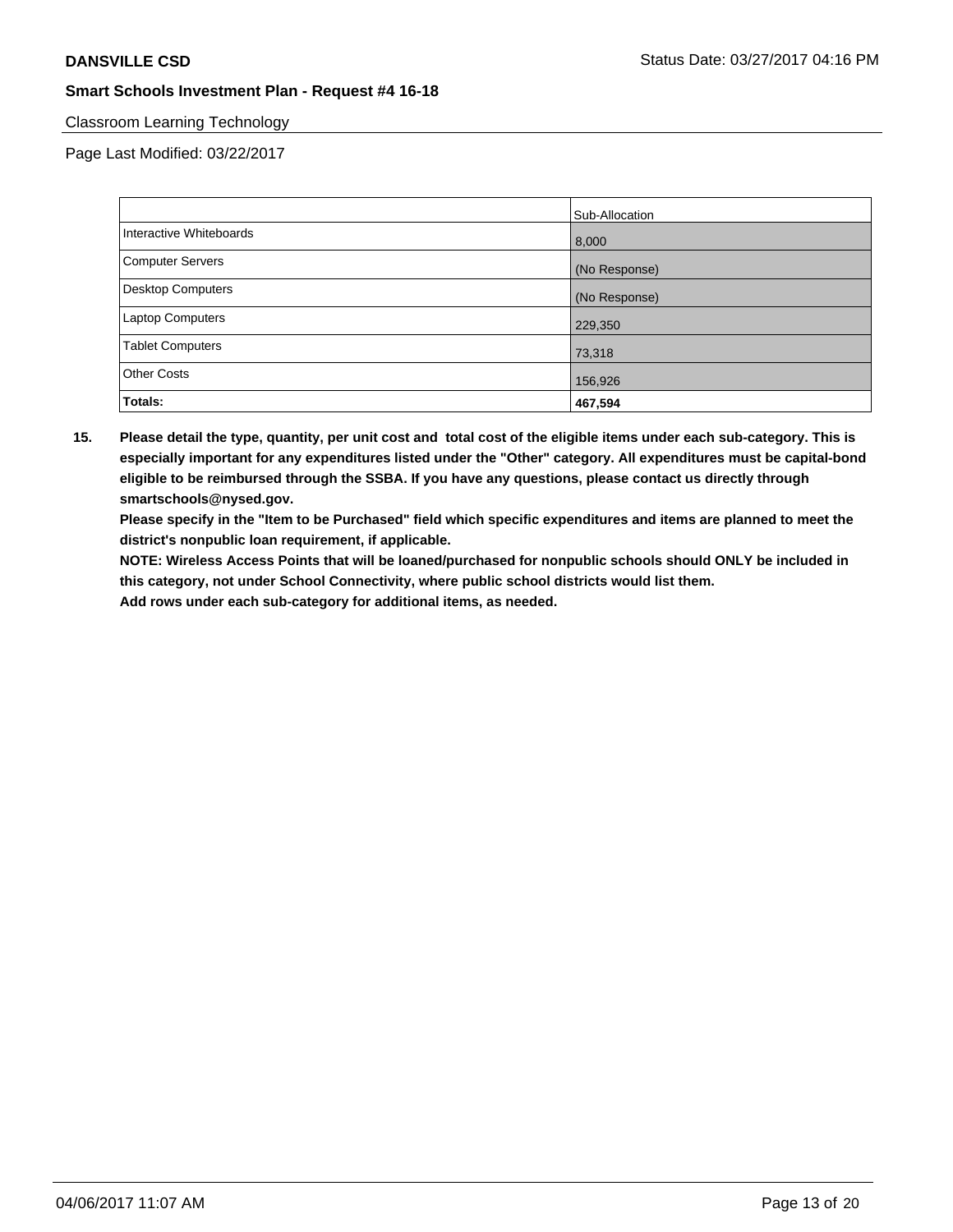Classroom Learning Technology

Page Last Modified: 03/22/2017

| | Sub-Allocation |
|---|---|
| Interactive Whiteboards | 8,000 |
| Computer Servers | (No Response) |
| Desktop Computers | (No Response) |
| Laptop Computers | 229,350 |
| Tablet Computers | 73,318 |
| Other Costs | 156,926 |
| **Totals:** | **467,594** |

**15. Please detail the type, quantity, per unit cost and total cost of the eligible items under each sub-category. This is especially important for any expenditures listed under the "Other" category. All expenditures must be capital-bond eligible to be reimbursed through the SSBA. If you have any questions, please contact us directly through smartschools@nysed.gov.**

**Please specify in the "Item to be Purchased" field which specific expenditures and items are planned to meet the district's nonpublic loan requirement, if applicable.**

**NOTE: Wireless Access Points that will be loaned/purchased for nonpublic schools should ONLY be included in this category, not under School Connectivity, where public school districts would list them.**

**Add rows under each sub-category for additional items, as needed.**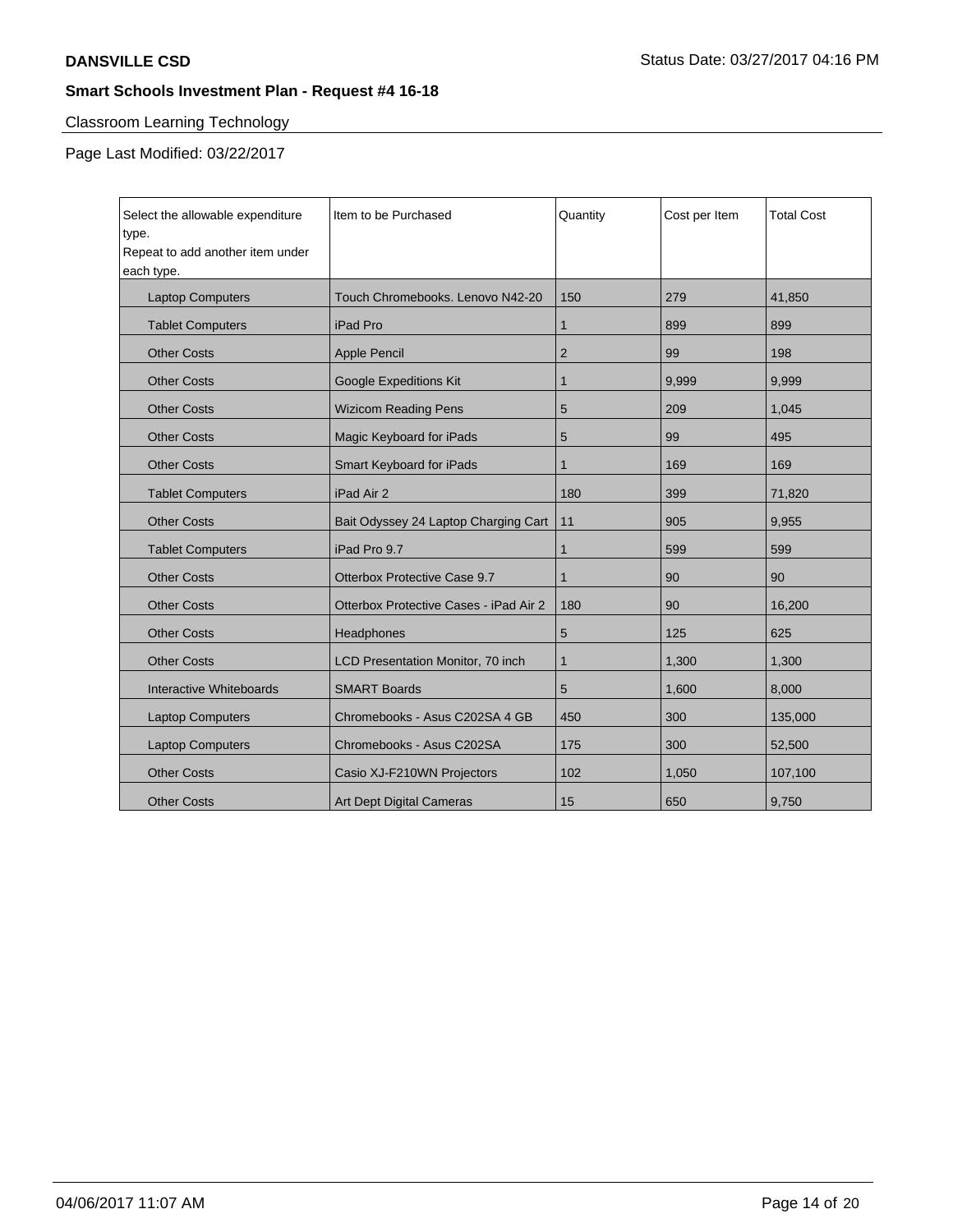## Classroom Learning Technology

Page Last Modified: 03/22/2017

| Select the allowable expenditure type.<br>Repeat to add another item under each type. | Item to be Purchased | Quantity | Cost per Item | Total Cost |
|---|---|---|---|---|
| Laptop Computers | Touch Chromebooks. Lenovo N42-20 | 150 | 279 | 41,850 |
| Tablet Computers | iPad Pro | 1 | 899 | 899 |
| Other Costs | Apple Pencil | 2 | 99 | 198 |
| Other Costs | Google Expeditions Kit | 1 | 9,999 | 9,999 |
| Other Costs | Wizicom Reading Pens | 5 | 209 | 1,045 |
| Other Costs | Magic Keyboard for iPads | 5 | 99 | 495 |
| Other Costs | Smart Keyboard for iPads | 1 | 169 | 169 |
| Tablet Computers | iPad Air 2 | 180 | 399 | 71,820 |
| Other Costs | Bait Odyssey 24 Laptop Charging Cart | 11 | 905 | 9,955 |
| Tablet Computers | iPad Pro 9.7 | 1 | 599 | 599 |
| Other Costs | Otterbox Protective Case 9.7 | 1 | 90 | 90 |
| Other Costs | Otterbox Protective Cases - iPad Air 2 | 180 | 90 | 16,200 |
| Other Costs | Headphones | 5 | 125 | 625 |
| Other Costs | LCD Presentation Monitor, 70 inch | 1 | 1,300 | 1,300 |
| Interactive Whiteboards | SMART Boards | 5 | 1,600 | 8,000 |
| Laptop Computers | Chromebooks - Asus C202SA 4 GB | 450 | 300 | 135,000 |
| Laptop Computers | Chromebooks - Asus C202SA | 175 | 300 | 52,500 |
| Other Costs | Casio XJ-F210WN Projectors | 102 | 1,050 | 107,100 |
| Other Costs | Art Dept Digital Cameras | 15 | 650 | 9,750 |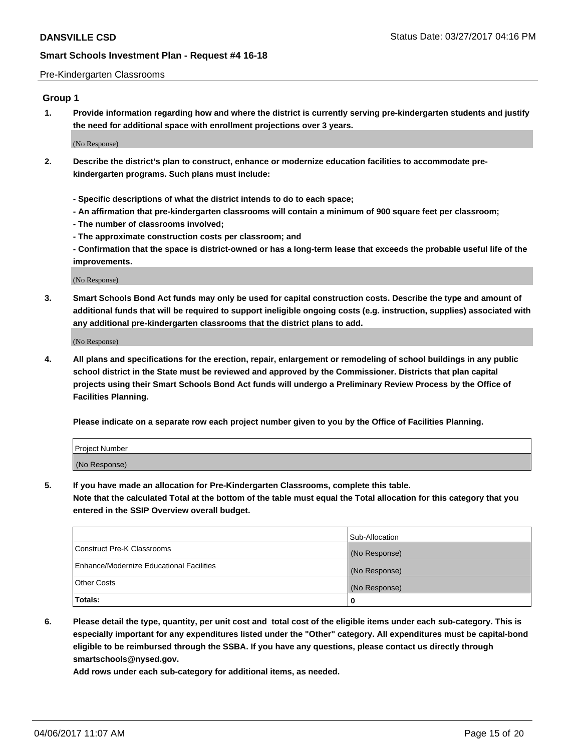Pre-Kindergarten Classrooms

## Group 1

**1. Provide information regarding how and where the district is currently serving pre-kindergarten students and justify the need for additional space with enrollment projections over 3 years.**

(No Response)

**2. Describe the district's plan to construct, enhance or modernize education facilities to accommodate pre-kindergarten programs. Such plans must include:**

**- Specific descriptions of what the district intends to do to each space;**

**- An affirmation that pre-kindergarten classrooms will contain a minimum of 900 square feet per classroom;**

**- The number of classrooms involved;**

**- The approximate construction costs per classroom; and**

**- Confirmation that the space is district-owned or has a long-term lease that exceeds the probable useful life of the improvements.**

(No Response)

**3. Smart Schools Bond Act funds may only be used for capital construction costs. Describe the type and amount of additional funds that will be required to support ineligible ongoing costs (e.g. instruction, supplies) associated with any additional pre-kindergarten classrooms that the district plans to add.**

(No Response)

**4. All plans and specifications for the erection, repair, enlargement or remodeling of school buildings in any public school district in the State must be reviewed and approved by the Commissioner. Districts that plan capital projects using their Smart Schools Bond Act funds will undergo a Preliminary Review Process by the Office of Facilities Planning.**

**Please indicate on a separate row each project number given to you by the Office of Facilities Planning.**

| Project Number |
|---|
| (No Response) |

**5. If you have made an allocation for Pre-Kindergarten Classrooms, complete this table.**
**Note that the calculated Total at the bottom of the table must equal the Total allocation for this category that you entered in the SSIP Overview overall budget.**

| | Sub-Allocation |
|---|---|
| Construct Pre-K Classrooms | (No Response) |
| Enhance/Modernize Educational Facilities | (No Response) |
| Other Costs | (No Response) |
| **Totals:** | **0** |

**6. Please detail the type, quantity, per unit cost and total cost of the eligible items under each sub-category. This is especially important for any expenditures listed under the "Other" category. All expenditures must be capital-bond eligible to be reimbursed through the SSBA. If you have any questions, please contact us directly through smartschools@nysed.gov.**
**Add rows under each sub-category for additional items, as needed.**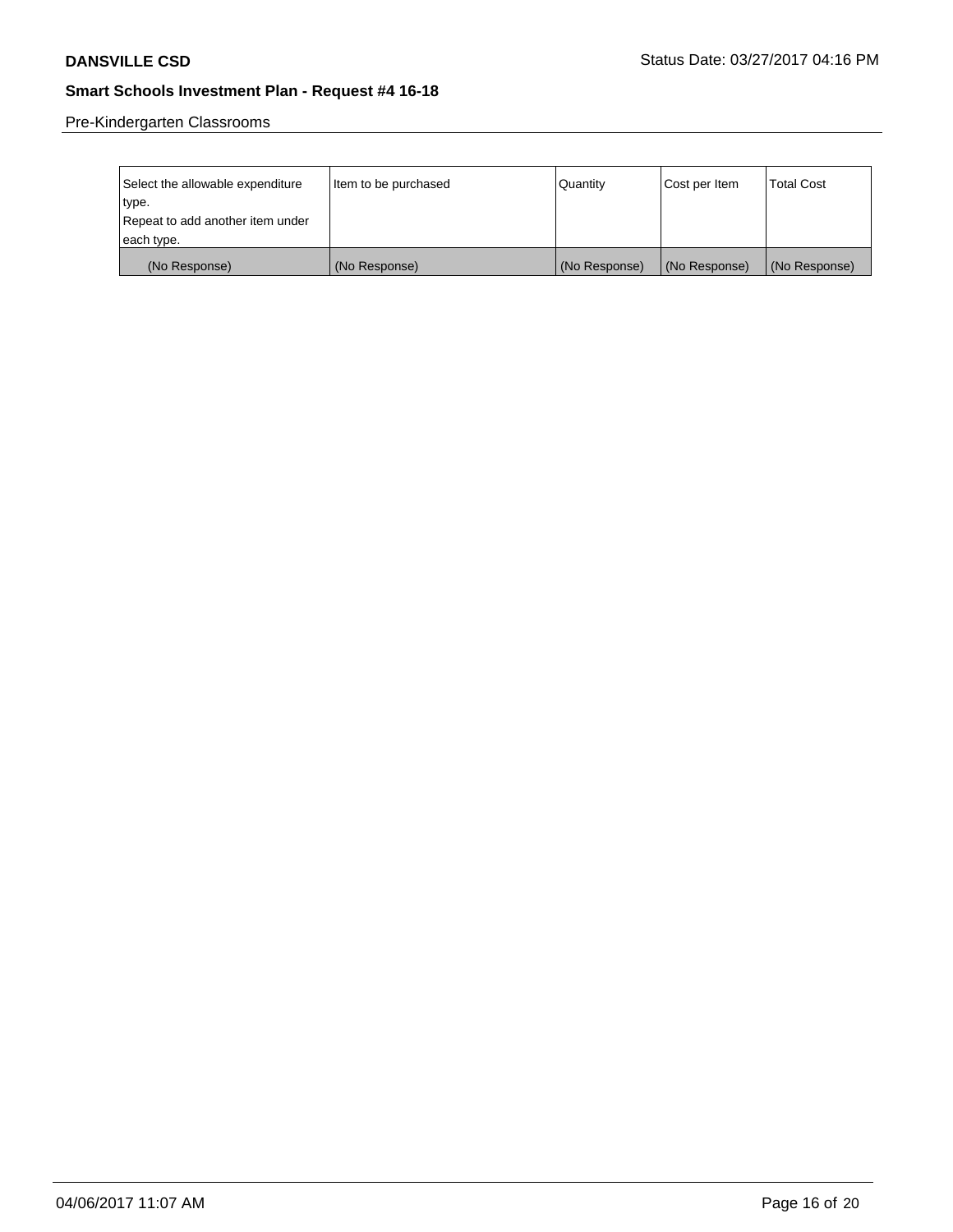Pre-Kindergarten Classrooms

| Select the allowable expenditure type.<br>Repeat to add another item under each type. | Item to be purchased | Quantity | Cost per Item | Total Cost |
|---|---|---|---|---|
| (No Response) | (No Response) | (No Response) | (No Response) | (No Response) |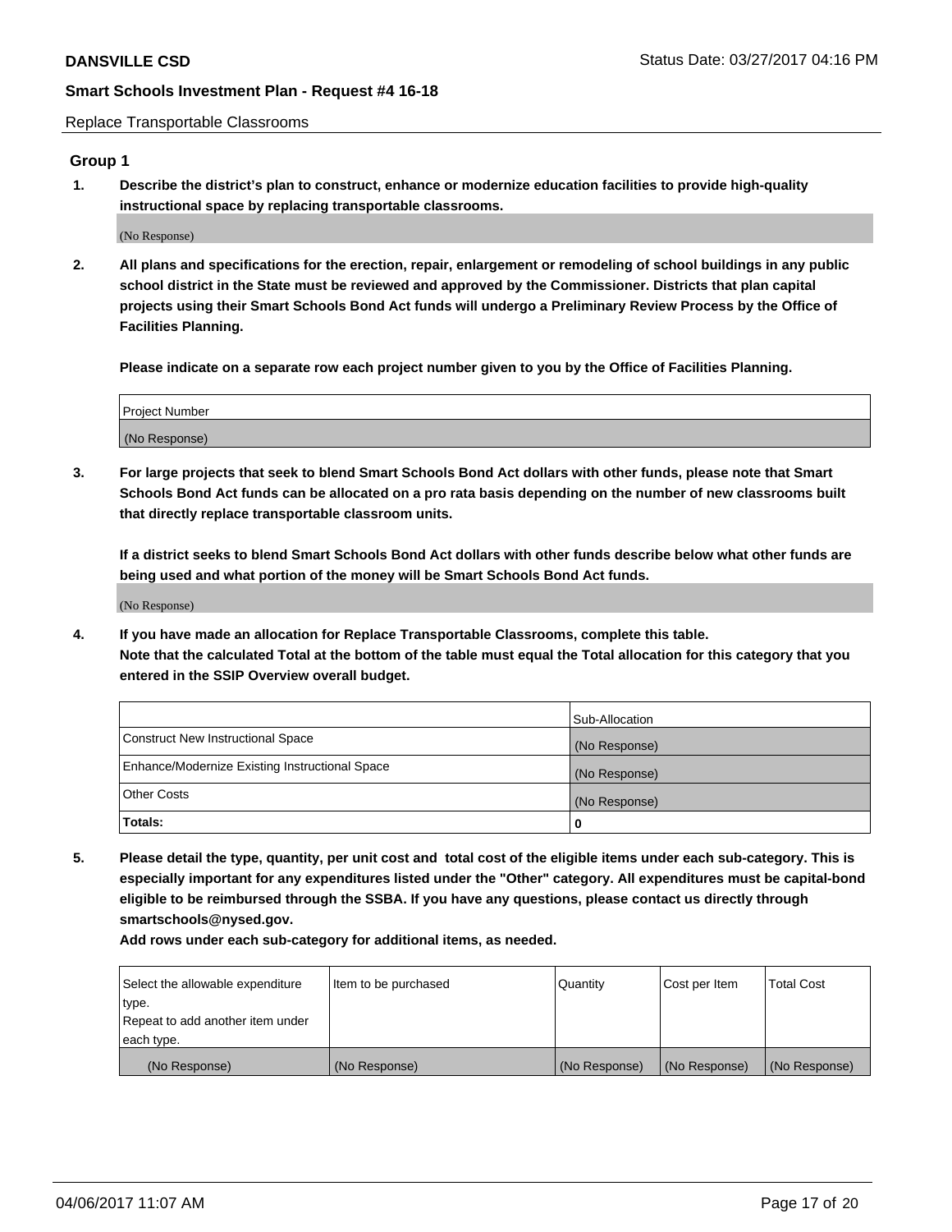Replace Transportable Classrooms

## Group 1

**1. Describe the district's plan to construct, enhance or modernize education facilities to provide high-quality instructional space by replacing transportable classrooms.**

(No Response)

**2. All plans and specifications for the erection, repair, enlargement or remodeling of school buildings in any public school district in the State must be reviewed and approved by the Commissioner. Districts that plan capital projects using their Smart Schools Bond Act funds will undergo a Preliminary Review Process by the Office of Facilities Planning.**

**Please indicate on a separate row each project number given to you by the Office of Facilities Planning.**

| Project Number |
| --- |
| (No Response) |

**3. For large projects that seek to blend Smart Schools Bond Act dollars with other funds, please note that Smart Schools Bond Act funds can be allocated on a pro rata basis depending on the number of new classrooms built that directly replace transportable classroom units.**

**If a district seeks to blend Smart Schools Bond Act dollars with other funds describe below what other funds are being used and what portion of the money will be Smart Schools Bond Act funds.**

(No Response)

**4. If you have made an allocation for Replace Transportable Classrooms, complete this table. Note that the calculated Total at the bottom of the table must equal the Total allocation for this category that you entered in the SSIP Overview overall budget.**

| | Sub-Allocation |
| --- | --- |
| Construct New Instructional Space | (No Response) |
| Enhance/Modernize Existing Instructional Space | (No Response) |
| Other Costs | (No Response) |
| **Totals:** | **0** |

**5. Please detail the type, quantity, per unit cost and total cost of the eligible items under each sub-category. This is especially important for any expenditures listed under the "Other" category. All expenditures must be capital-bond eligible to be reimbursed through the SSBA. If you have any questions, please contact us directly through smartschools@nysed.gov.**

**Add rows under each sub-category for additional items, as needed.**

| Select the allowable expenditure type. Repeat to add another item under each type. | Item to be purchased | Quantity | Cost per Item | Total Cost |
| --- | --- | --- | --- | --- |
| (No Response) | (No Response) | (No Response) | (No Response) | (No Response) |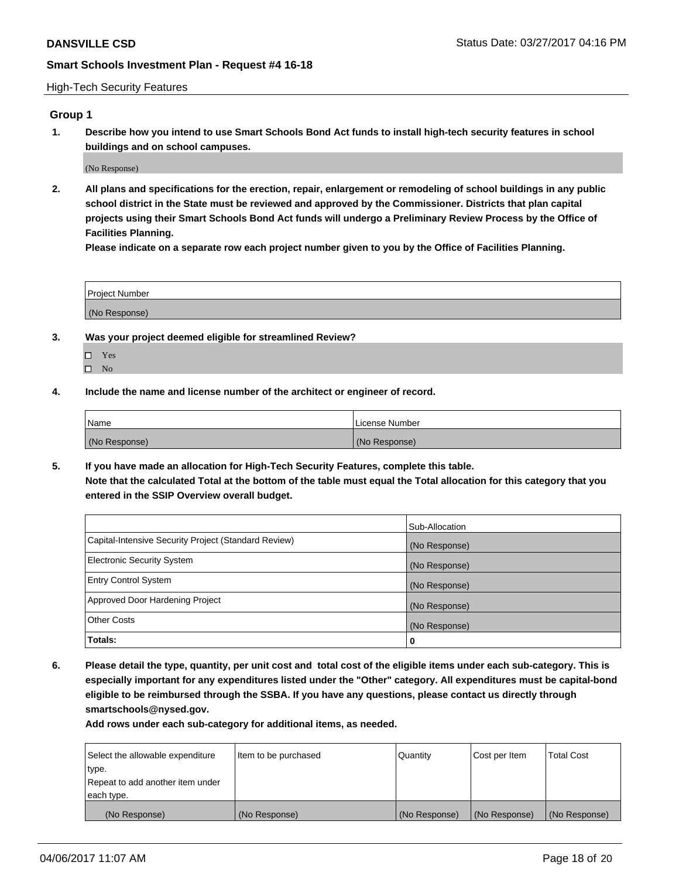High-Tech Security Features

### Group 1

**1. Describe how you intend to use Smart Schools Bond Act funds to install high-tech security features in school buildings and on school campuses.**

(No Response)

**2. All plans and specifications for the erection, repair, enlargement or remodeling of school buildings in any public school district in the State must be reviewed and approved by the Commissioner. Districts that plan capital projects using their Smart Schools Bond Act funds will undergo a Preliminary Review Process by the Office of Facilities Planning.**
**Please indicate on a separate row each project number given to you by the Office of Facilities Planning.**

| Project Number |
|---|
| (No Response) |

**3. Was your project deemed eligible for streamlined Review?**

- ☐ Yes
- ☐ No

**4. Include the name and license number of the architect or engineer of record.**

| Name | License Number |
|---|---|
| (No Response) | (No Response) |

**5. If you have made an allocation for High-Tech Security Features, complete this table.**
**Note that the calculated Total at the bottom of the table must equal the Total allocation for this category that you entered in the SSIP Overview overall budget.**

| | Sub-Allocation |
|---|---|
| Capital-Intensive Security Project (Standard Review) | (No Response) |
| Electronic Security System | (No Response) |
| Entry Control System | (No Response) |
| Approved Door Hardening Project | (No Response) |
| Other Costs | (No Response) |
| **Totals:** | **0** |

**6. Please detail the type, quantity, per unit cost and total cost of the eligible items under each sub-category. This is especially important for any expenditures listed under the "Other" category. All expenditures must be capital-bond eligible to be reimbursed through the SSBA. If you have any questions, please contact us directly through smartschools@nysed.gov.**
**Add rows under each sub-category for additional items, as needed.**

| Select the allowable expenditure type. Repeat to add another item under each type. | Item to be purchased | Quantity | Cost per Item | Total Cost |
|---|---|---|---|---|
| (No Response) | (No Response) | (No Response) | (No Response) | (No Response) |